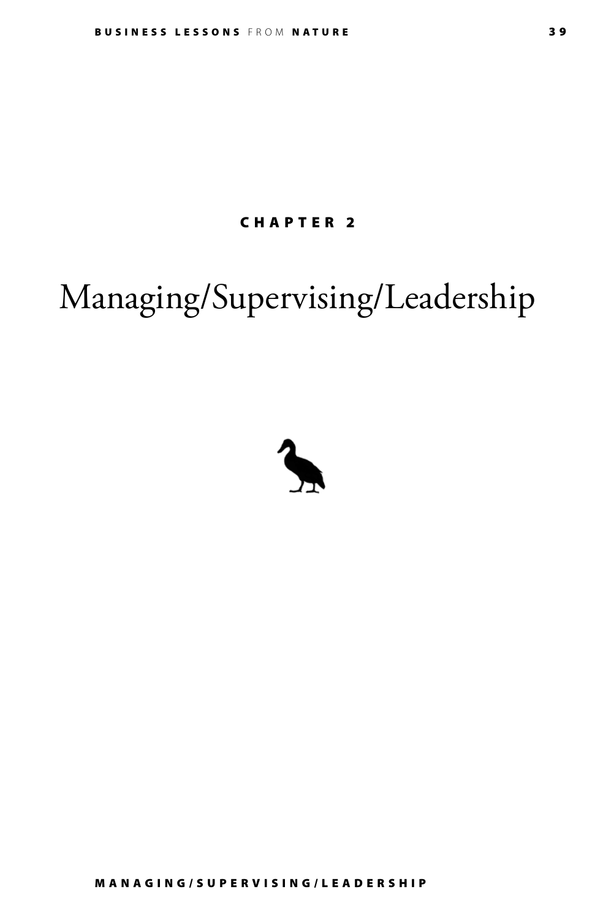CHAPTER 2

# Managing/Supervising/Leadership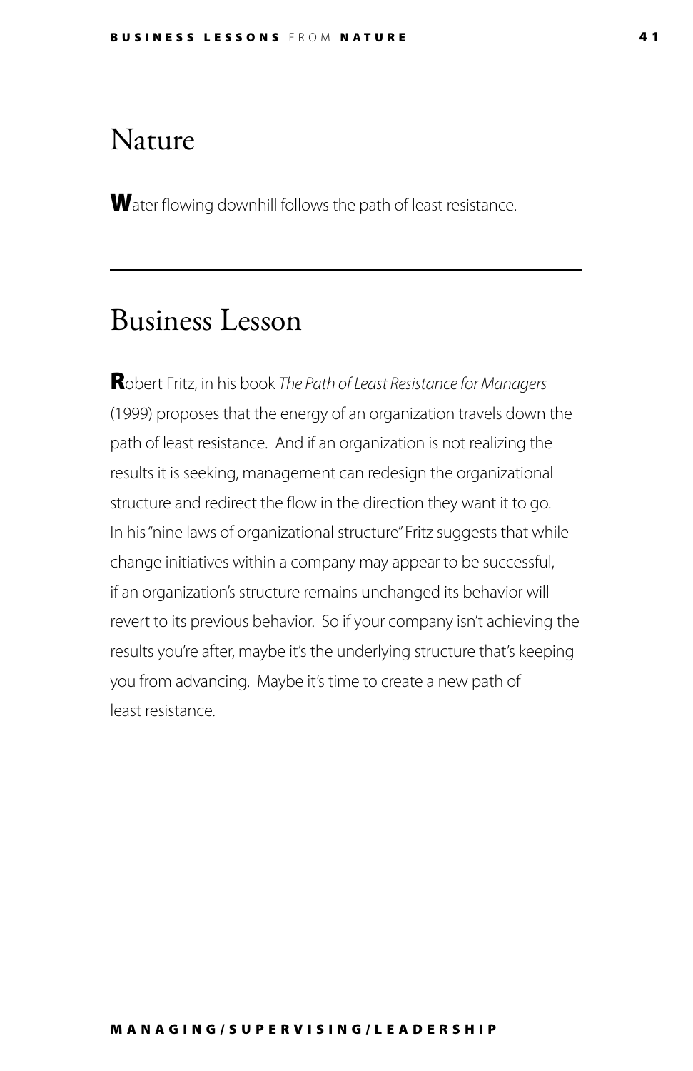## Nature

Water flowing downhill follows the path of least resistance.

---

## Business Lesson

Robert Fritz, in his book *The Path of Least Resistance for Managers* (1999) proposes that the energy of an organization travels down the path of least resistance. And if an organization is not realizing the results it is seeking, management can redesign the organizational structure and redirect the flow in the direction they want it to go. In his "nine laws of organizational structure" Fritz suggests that while change initiatives within a company may appear to be successful, if an organization's structure remains unchanged its behavior will revert to its previous behavior. So if your company isn't achieving the results you're after, maybe it's the underlying structure that's keeping you from advancing. Maybe it's time to create a new path of least resistance.